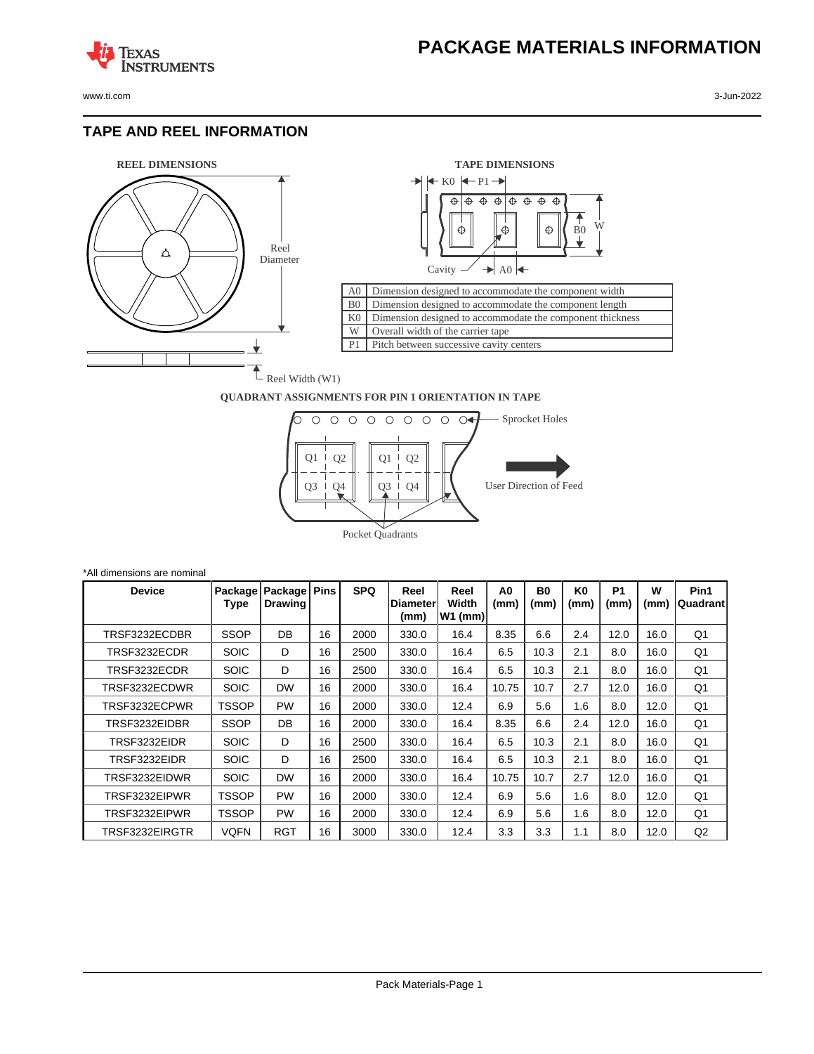# PACKAGE MATERIALS INFORMATION

## TAPE AND REEL INFORMATION

REEL DIMENSIONS

Reel Diameter

Reel Width (W1)

TAPE DIMENSIONS

| | |
|---|---|
| A0 | Dimension designed to accommodate the component width |
| B0 | Dimension designed to accommodate the component length |
| K0 | Dimension designed to accommodate the component thickness |
| W | Overall width of the carrier tape |
| P1 | Pitch between successive cavity centers |

QUADRANT ASSIGNMENTS FOR PIN 1 ORIENTATION IN TAPE

Sprocket Holes

User Direction of Feed

Pocket Quadrants

*All dimensions are nominal

| Device | Package Type | Package Drawing | Pins | SPQ | Reel Diameter (mm) | Reel Width W1 (mm) | A0 (mm) | B0 (mm) | K0 (mm) | P1 (mm) | W (mm) | Pin1 Quadrant |
|---|---|---|---|---|---|---|---|---|---|---|---|---|
| TRSF3232ECDBR | SSOP | DB | 16 | 2000 | 330.0 | 16.4 | 8.35 | 6.6 | 2.4 | 12.0 | 16.0 | Q1 |
| TRSF3232ECDR | SOIC | D | 16 | 2500 | 330.0 | 16.4 | 6.5 | 10.3 | 2.1 | 8.0 | 16.0 | Q1 |
| TRSF3232ECDR | SOIC | D | 16 | 2500 | 330.0 | 16.4 | 6.5 | 10.3 | 2.1 | 8.0 | 16.0 | Q1 |
| TRSF3232ECDWR | SOIC | DW | 16 | 2000 | 330.0 | 16.4 | 10.75 | 10.7 | 2.7 | 12.0 | 16.0 | Q1 |
| TRSF3232ECPWR | TSSOP | PW | 16 | 2000 | 330.0 | 12.4 | 6.9 | 5.6 | 1.6 | 8.0 | 12.0 | Q1 |
| TRSF3232EIDBR | SSOP | DB | 16 | 2000 | 330.0 | 16.4 | 8.35 | 6.6 | 2.4 | 12.0 | 16.0 | Q1 |
| TRSF3232EIDR | SOIC | D | 16 | 2500 | 330.0 | 16.4 | 6.5 | 10.3 | 2.1 | 8.0 | 16.0 | Q1 |
| TRSF3232EIDR | SOIC | D | 16 | 2500 | 330.0 | 16.4 | 6.5 | 10.3 | 2.1 | 8.0 | 16.0 | Q1 |
| TRSF3232EIDWR | SOIC | DW | 16 | 2000 | 330.0 | 16.4 | 10.75 | 10.7 | 2.7 | 12.0 | 16.0 | Q1 |
| TRSF3232EIPWR | TSSOP | PW | 16 | 2000 | 330.0 | 12.4 | 6.9 | 5.6 | 1.6 | 8.0 | 12.0 | Q1 |
| TRSF3232EIPWR | TSSOP | PW | 16 | 2000 | 330.0 | 12.4 | 6.9 | 5.6 | 1.6 | 8.0 | 12.0 | Q1 |
| TRSF3232EIRGTR | VQFN | RGT | 16 | 3000 | 330.0 | 12.4 | 3.3 | 3.3 | 1.1 | 8.0 | 12.0 | Q2 |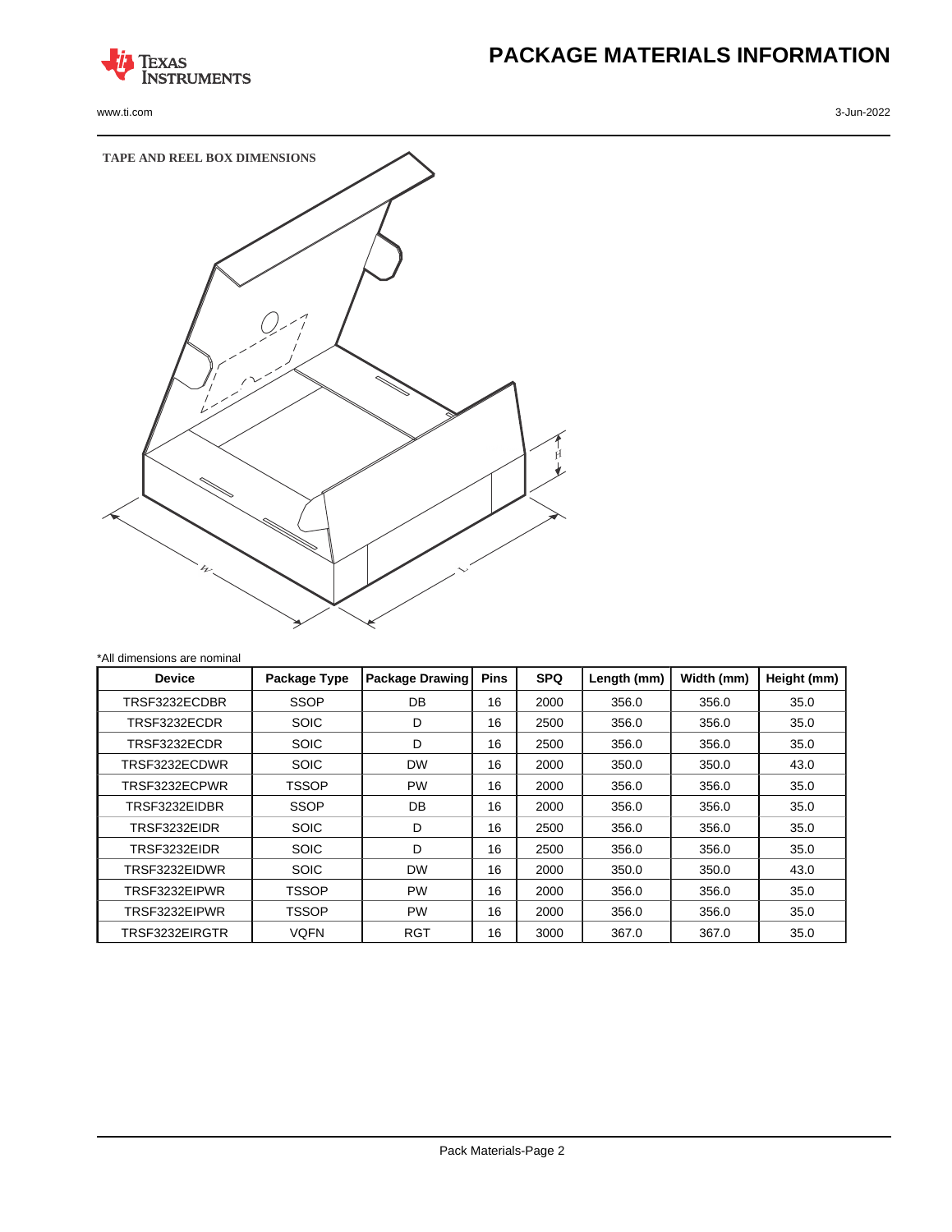# PACKAGE MATERIALS INFORMATION

www.ti.com

3-Jun-2022

**TAPE AND REEL BOX DIMENSIONS**

*All dimensions are nominal

| Device | Package Type | Package Drawing | Pins | SPQ | Length (mm) | Width (mm) | Height (mm) |
|---|---|---|---|---|---|---|---|
| TRSF3232ECDBR | SSOP | DB | 16 | 2000 | 356.0 | 356.0 | 35.0 |
| TRSF3232ECDR | SOIC | D | 16 | 2500 | 356.0 | 356.0 | 35.0 |
| TRSF3232ECDR | SOIC | D | 16 | 2500 | 356.0 | 356.0 | 35.0 |
| TRSF3232ECDWR | SOIC | DW | 16 | 2000 | 350.0 | 350.0 | 43.0 |
| TRSF3232ECPWR | TSSOP | PW | 16 | 2000 | 356.0 | 356.0 | 35.0 |
| TRSF3232EIDBR | SSOP | DB | 16 | 2000 | 356.0 | 356.0 | 35.0 |
| TRSF3232EIDR | SOIC | D | 16 | 2500 | 356.0 | 356.0 | 35.0 |
| TRSF3232EIDR | SOIC | D | 16 | 2500 | 356.0 | 356.0 | 35.0 |
| TRSF3232EIDWR | SOIC | DW | 16 | 2000 | 350.0 | 350.0 | 43.0 |
| TRSF3232EIPWR | TSSOP | PW | 16 | 2000 | 356.0 | 356.0 | 35.0 |
| TRSF3232EIPWR | TSSOP | PW | 16 | 2000 | 356.0 | 356.0 | 35.0 |
| TRSF3232EIRGTR | VQFN | RGT | 16 | 3000 | 367.0 | 367.0 | 35.0 |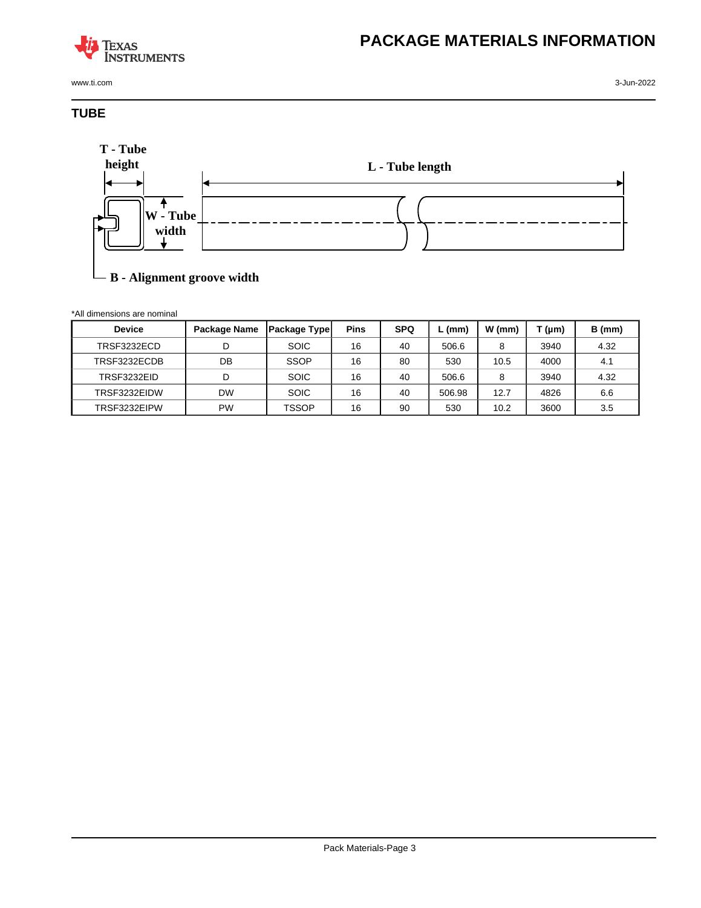## TUBE

T - Tube height

L - Tube length

W - Tube width

B - Alignment groove width

*All dimensions are nominal

| Device | Package Name | Package Type | Pins | SPQ | L (mm) | W (mm) | T (µm) | B (mm) |
|---|---|---|---|---|---|---|---|---|
| TRSF3232ECD | D | SOIC | 16 | 40 | 506.6 | 8 | 3940 | 4.32 |
| TRSF3232ECDB | DB | SSOP | 16 | 80 | 530 | 10.5 | 4000 | 4.1 |
| TRSF3232EID | D | SOIC | 16 | 40 | 506.6 | 8 | 3940 | 4.32 |
| TRSF3232EIDW | DW | SOIC | 16 | 40 | 506.98 | 12.7 | 4826 | 6.6 |
| TRSF3232EIPW | PW | TSSOP | 16 | 90 | 530 | 10.2 | 3600 | 3.5 |